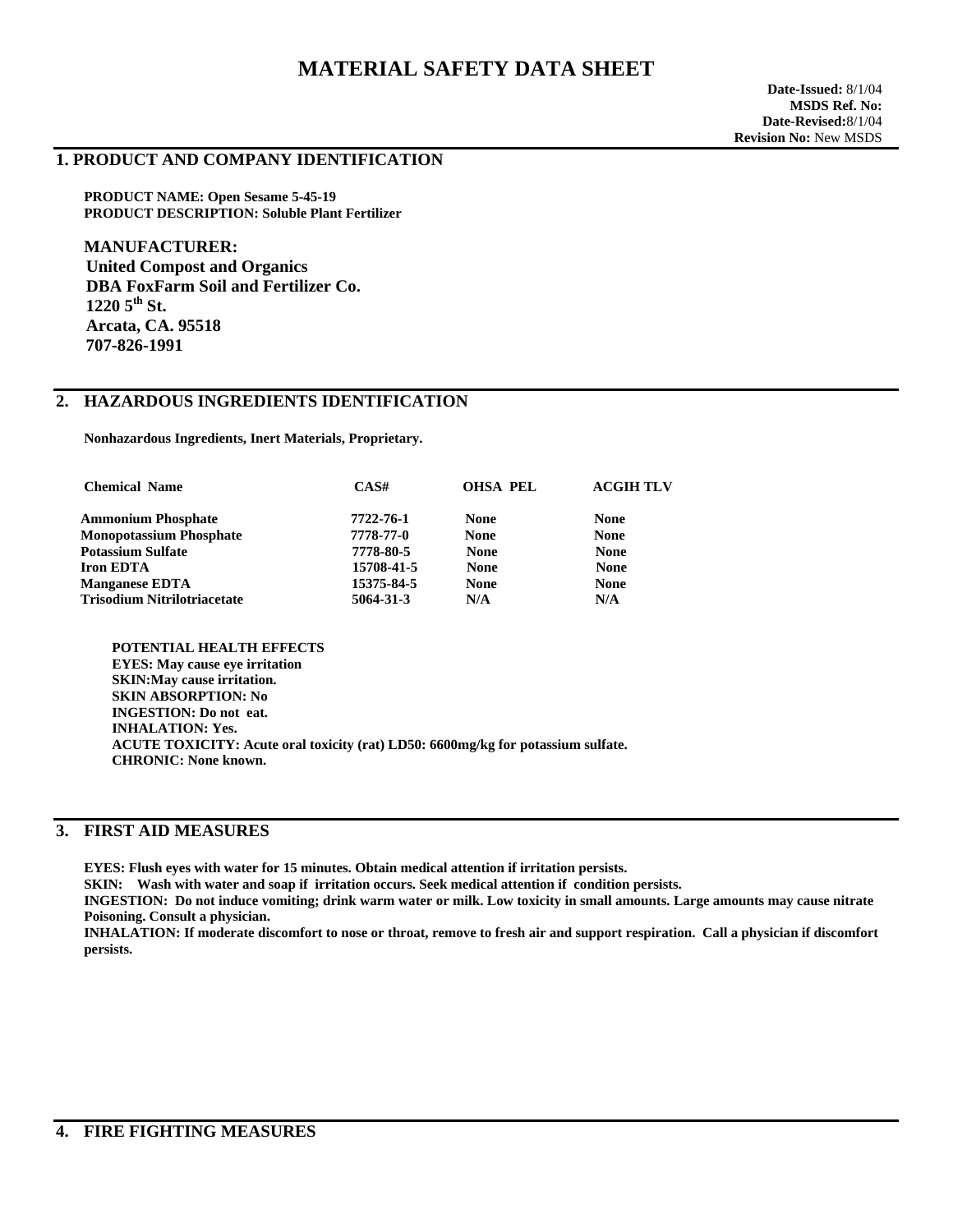# MATERIAL SAFETY DATA SHEET

**Date-Issued:** 8/1/04
**MSDS Ref. No:**
**Date-Revised:** 8/1/04
**Revision No:** New MSDS

## 1. PRODUCT AND COMPANY IDENTIFICATION

**PRODUCT NAME: Open Sesame 5-45-19**
**PRODUCT DESCRIPTION: Soluble Plant Fertilizer**

**MANUFACTURER:**
**United Compost and Organics**
**DBA FoxFarm Soil and Fertilizer Co.**
**1220 5th St.**
**Arcata, CA. 95518**
**707-826-1991**

## 2. HAZARDOUS INGREDIENTS IDENTIFICATION

**Nonhazardous Ingredients, Inert Materials, Proprietary.**

| Chemical Name | CAS# | OHSA PEL | ACGIH TLV |
|---|---|---|---|
| Ammonium Phosphate | 7722-76-1 | None | None |
| Monopotassium Phosphate | 7778-77-0 | None | None |
| Potassium Sulfate | 7778-80-5 | None | None |
| Iron EDTA | 15708-41-5 | None | None |
| Manganese EDTA | 15375-84-5 | None | None |
| Trisodium Nitrilotriacetate | 5064-31-3 | N/A | N/A |

**POTENTIAL HEALTH EFFECTS**
**EYES: May cause eye irritation**
**SKIN:May cause irritation.**
**SKIN ABSORPTION: No**
**INGESTION: Do not eat.**
**INHALATION: Yes.**
**ACUTE TOXICITY: Acute oral toxicity (rat) LD50: 6600mg/kg for potassium sulfate.**
**CHRONIC: None known.**

## 3. FIRST AID MEASURES

**EYES: Flush eyes with water for 15 minutes. Obtain medical attention if irritation persists.**
**SKIN: Wash with water and soap if irritation occurs. Seek medical attention if condition persists.**
**INGESTION: Do not induce vomiting; drink warm water or milk. Low toxicity in small amounts. Large amounts may cause nitrate Poisoning. Consult a physician.**
**INHALATION: If moderate discomfort to nose or throat, remove to fresh air and support respiration. Call a physician if discomfort persists.**

## 4. FIRE FIGHTING MEASURES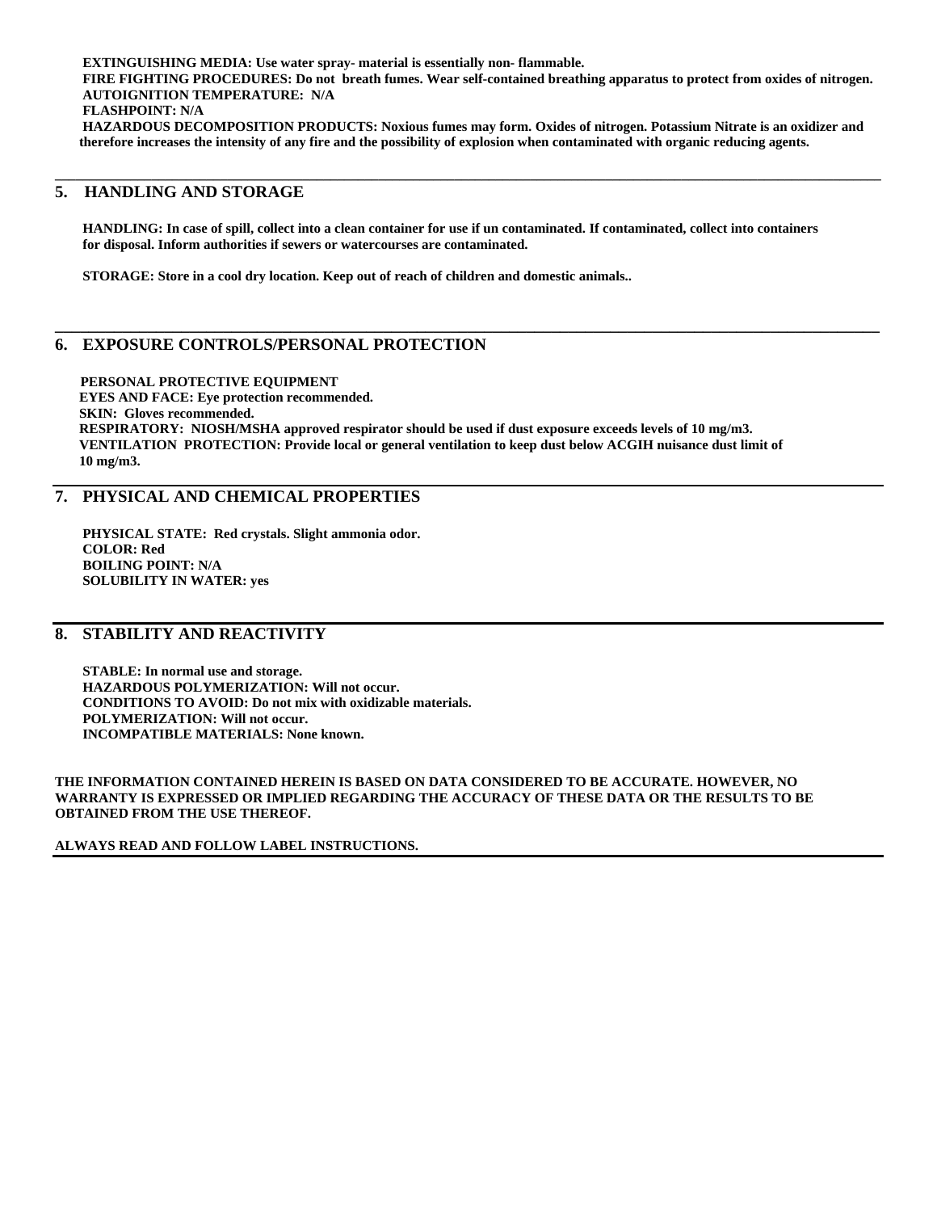**EXTINGUISHING MEDIA: Use water spray- material is essentially non- flammable.**
**FIRE FIGHTING PROCEDURES: Do not breath fumes. Wear self-contained breathing apparatus to protect from oxides of nitrogen.**
**AUTOIGNITION TEMPERATURE: N/A**
**FLASHPOINT: N/A**
**HAZARDOUS DECOMPOSITION PRODUCTS: Noxious fumes may form. Oxides of nitrogen. Potassium Nitrate is an oxidizer and therefore increases the intensity of any fire and the possibility of explosion when contaminated with organic reducing agents.**

---

## 5. HANDLING AND STORAGE

**HANDLING: In case of spill, collect into a clean container for use if un contaminated. If contaminated, collect into containers for disposal. Inform authorities if sewers or watercourses are contaminated.**

**STORAGE: Store in a cool dry location. Keep out of reach of children and domestic animals..**

---

## 6. EXPOSURE CONTROLS/PERSONAL PROTECTION

**PERSONAL PROTECTIVE EQUIPMENT**
**EYES AND FACE: Eye protection recommended.**
**SKIN: Gloves recommended.**
**RESPIRATORY: NIOSH/MSHA approved respirator should be used if dust exposure exceeds levels of 10 mg/m3.**
**VENTILATION PROTECTION: Provide local or general ventilation to keep dust below ACGIH nuisance dust limit of 10 mg/m3.**

---

## 7. PHYSICAL AND CHEMICAL PROPERTIES

**PHYSICAL STATE: Red crystals. Slight ammonia odor.**
**COLOR: Red**
**BOILING POINT: N/A**
**SOLUBILITY IN WATER: yes**

---

## 8. STABILITY AND REACTIVITY

**STABLE: In normal use and storage.**
**HAZARDOUS POLYMERIZATION: Will not occur.**
**CONDITIONS TO AVOID: Do not mix with oxidizable materials.**
**POLYMERIZATION: Will not occur.**
**INCOMPATIBLE MATERIALS: None known.**

**THE INFORMATION CONTAINED HEREIN IS BASED ON DATA CONSIDERED TO BE ACCURATE. HOWEVER, NO WARRANTY IS EXPRESSED OR IMPLIED REGARDING THE ACCURACY OF THESE DATA OR THE RESULTS TO BE OBTAINED FROM THE USE THEREOF.**

**ALWAYS READ AND FOLLOW LABEL INSTRUCTIONS.**